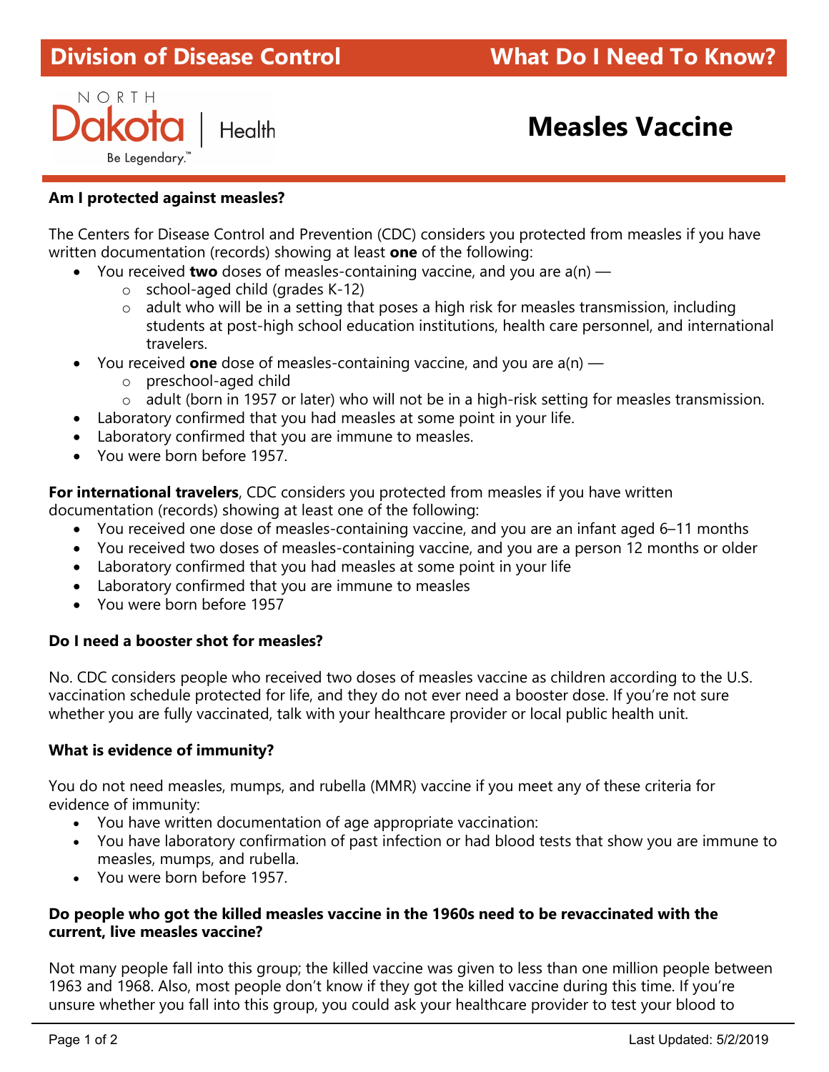Division of Disease Control — What Do I Need To Know?

NORTH Dakota | Health
Be Legendary.™

# Measles Vaccine

**Am I protected against measles?**

The Centers for Disease Control and Prevention (CDC) considers you protected from measles if you have written documentation (records) showing at least **one** of the following:

- You received **two** doses of measles-containing vaccine, and you are a(n) —
  - school-aged child (grades K-12)
  - adult who will be in a setting that poses a high risk for measles transmission, including students at post-high school education institutions, health care personnel, and international travelers.
- You received **one** dose of measles-containing vaccine, and you are a(n) —
  - preschool-aged child
  - adult (born in 1957 or later) who will not be in a high-risk setting for measles transmission.
- Laboratory confirmed that you had measles at some point in your life.
- Laboratory confirmed that you are immune to measles.
- You were born before 1957.

**For international travelers**, CDC considers you protected from measles if you have written documentation (records) showing at least one of the following:

- You received one dose of measles-containing vaccine, and you are an infant aged 6–11 months
- You received two doses of measles-containing vaccine, and you are a person 12 months or older
- Laboratory confirmed that you had measles at some point in your life
- Laboratory confirmed that you are immune to measles
- You were born before 1957

**Do I need a booster shot for measles?**

No. CDC considers people who received two doses of measles vaccine as children according to the U.S. vaccination schedule protected for life, and they do not ever need a booster dose. If you're not sure whether you are fully vaccinated, talk with your healthcare provider or local public health unit.

**What is evidence of immunity?**

You do not need measles, mumps, and rubella (MMR) vaccine if you meet any of these criteria for evidence of immunity:

- You have written documentation of age appropriate vaccination:
- You have laboratory confirmation of past infection or had blood tests that show you are immune to measles, mumps, and rubella.
- You were born before 1957.

**Do people who got the killed measles vaccine in the 1960s need to be revaccinated with the current, live measles vaccine?**

Not many people fall into this group; the killed vaccine was given to less than one million people between 1963 and 1968. Also, most people don't know if they got the killed vaccine during this time. If you're unsure whether you fall into this group, you could ask your healthcare provider to test your blood to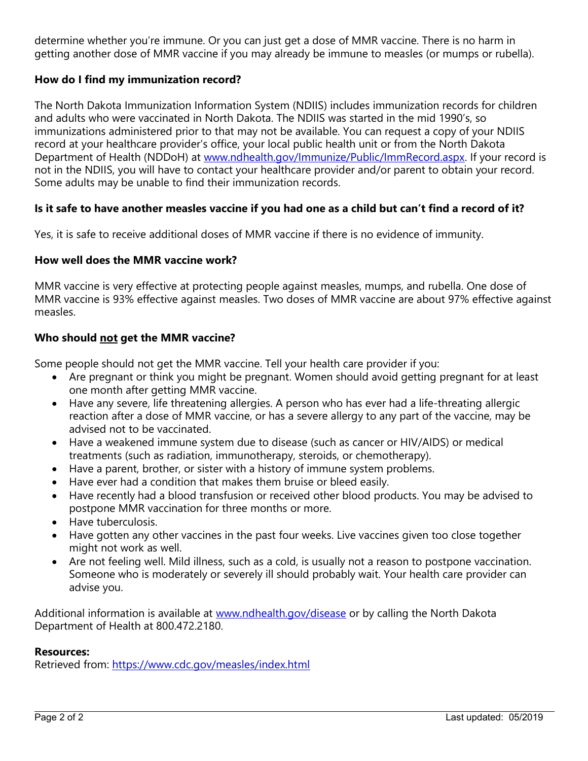determine whether you're immune. Or you can just get a dose of MMR vaccine. There is no harm in getting another dose of MMR vaccine if you may already be immune to measles (or mumps or rubella).

**How do I find my immunization record?**

The North Dakota Immunization Information System (NDIIS) includes immunization records for children and adults who were vaccinated in North Dakota. The NDIIS was started in the mid 1990's, so immunizations administered prior to that may not be available. You can request a copy of your NDIIS record at your healthcare provider's office, your local public health unit or from the North Dakota Department of Health (NDDoH) at [www.ndhealth.gov/Immunize/Public/ImmRecord.aspx](www.ndhealth.gov/Immunize/Public/ImmRecord.aspx). If your record is not in the NDIIS, you will have to contact your healthcare provider and/or parent to obtain your record. Some adults may be unable to find their immunization records.

**Is it safe to have another measles vaccine if you had one as a child but can't find a record of it?**

Yes, it is safe to receive additional doses of MMR vaccine if there is no evidence of immunity.

**How well does the MMR vaccine work?**

MMR vaccine is very effective at protecting people against measles, mumps, and rubella. One dose of MMR vaccine is 93% effective against measles. Two doses of MMR vaccine are about 97% effective against measles.

**Who should <u>not</u> get the MMR vaccine?**

Some people should not get the MMR vaccine. Tell your health care provider if you:

- Are pregnant or think you might be pregnant. Women should avoid getting pregnant for at least one month after getting MMR vaccine.
- Have any severe, life threatening allergies. A person who has ever had a life-threating allergic reaction after a dose of MMR vaccine, or has a severe allergy to any part of the vaccine, may be advised not to be vaccinated.
- Have a weakened immune system due to disease (such as cancer or HIV/AIDS) or medical treatments (such as radiation, immunotherapy, steroids, or chemotherapy).
- Have a parent, brother, or sister with a history of immune system problems.
- Have ever had a condition that makes them bruise or bleed easily.
- Have recently had a blood transfusion or received other blood products. You may be advised to postpone MMR vaccination for three months or more.
- Have tuberculosis.
- Have gotten any other vaccines in the past four weeks. Live vaccines given too close together might not work as well.
- Are not feeling well. Mild illness, such as a cold, is usually not a reason to postpone vaccination. Someone who is moderately or severely ill should probably wait. Your health care provider can advise you.

Additional information is available at [www.ndhealth.gov/disease](www.ndhealth.gov/disease) or by calling the North Dakota Department of Health at 800.472.2180.

**Resources:**
Retrieved from: [https://www.cdc.gov/measles/index.html](https://www.cdc.gov/measles/index.html)

Last updated: 05/2019